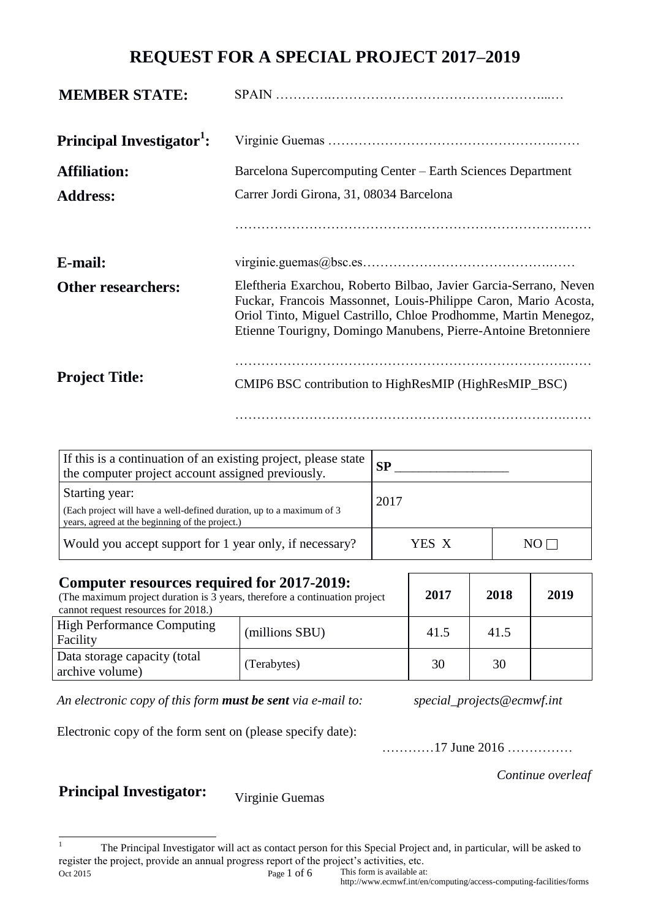# REQUEST FOR A SPECIAL PROJECT 2017–2019

**MEMBER STATE:** SPAIN …………..…………………………………………...…

**Principal Investigator[1]:** Virginie Guemas ………………………………………….……

**Affiliation:** Barcelona Supercomputing Center – Earth Sciences Department

**Address:** Carrer Jordi Girona, 31, 08034 Barcelona

……………………………………………………………….……

**E-mail:** virginie.guemas@bsc.es……………………………………….……

**Other researchers:** Eleftheria Exarchou, Roberto Bilbao, Javier Garcia-Serrano, Neven Fuckar, Francois Massonnet, Louis-Philippe Caron, Mario Acosta, Oriol Tinto, Miguel Castrillo, Chloe Prodhomme, Martin Menegoz, Etienne Tourigny, Domingo Manubens, Pierre-Antoine Bretonniere

……………………………………………………………….……

**Project Title:** CMIP6 BSC contribution to HighResMIP (HighResMIP_BSC)

……………………………………………………………….……

| | | |
|---|---|---|
| If this is a continuation of an existing project, please state the computer project account assigned previously. | **SP** ________________ | |
| Starting year:<br>(Each project will have a well-defined duration, up to a maximum of 3 years, agreed at the beginning of the project.) | 2017 | |
| Would you accept support for 1 year only, if necessary? | YES X | NO ☐ |

| **Computer resources required for 2017-2019:**<br>(The maximum project duration is 3 years, therefore a continuation project cannot request resources for 2018.) | | **2017** | **2018** | **2019** |
|---|---|---|---|---|
| High Performance Computing Facility | (millions SBU) | 41.5 | 41.5 | |
| Data storage capacity (total archive volume) | (Terabytes) | 30 | 30 | |

*An electronic copy of this form **must be sent** via e-mail to:* *special_projects@ecmwf.int*

Electronic copy of the form sent on (please specify date):

…………17 June 2016 ……………

*Continue overleaf*

**Principal Investigator:** Virginie Guemas

[1] The Principal Investigator will act as contact person for this Special Project and, in particular, will be asked to register the project, provide an annual progress report of the project's activities, etc.

Oct 2015 — This form is available at: http://www.ecmwf.int/en/computing/access-computing-facilities/forms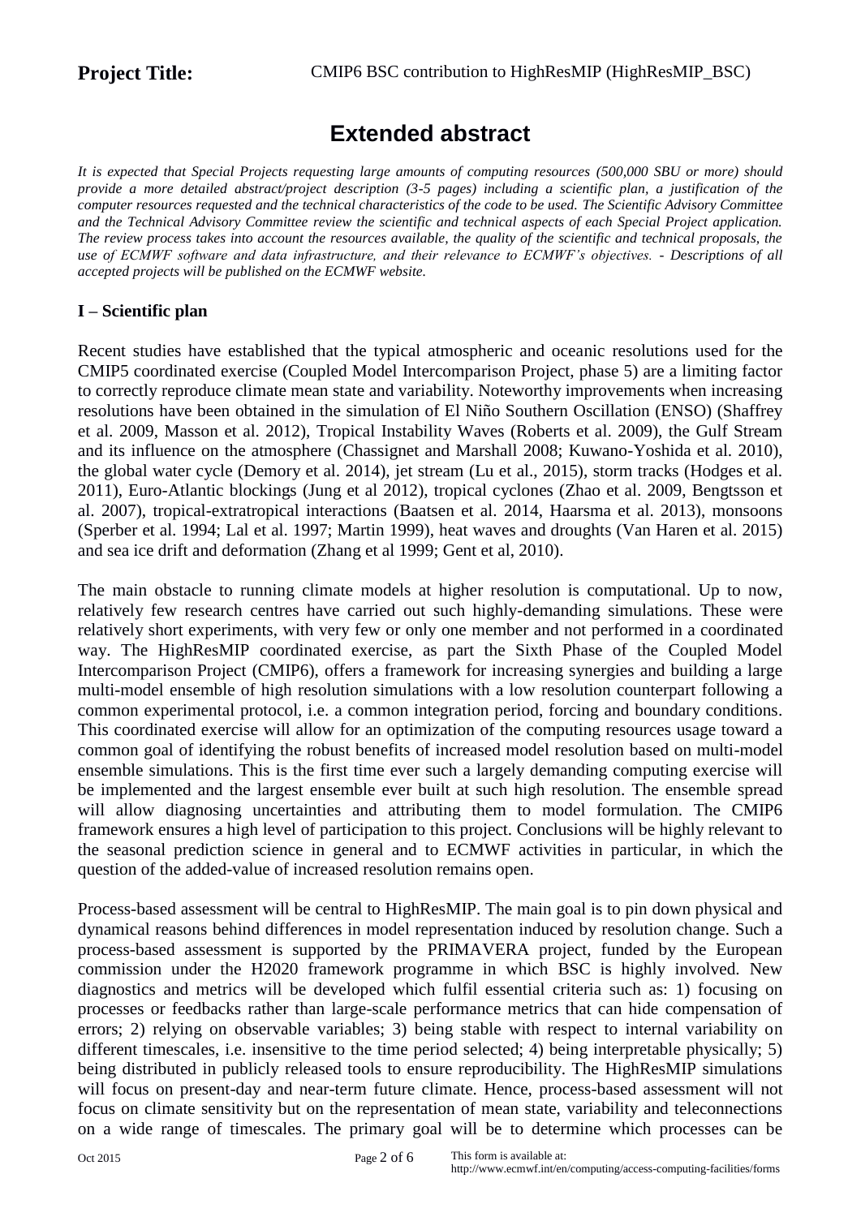**Project Title:** CMIP6 BSC contribution to HighResMIP (HighResMIP_BSC)

# Extended abstract

*It is expected that Special Projects requesting large amounts of computing resources (500,000 SBU or more) should provide a more detailed abstract/project description (3-5 pages) including a scientific plan, a justification of the computer resources requested and the technical characteristics of the code to be used. The Scientific Advisory Committee and the Technical Advisory Committee review the scientific and technical aspects of each Special Project application. The review process takes into account the resources available, the quality of the scientific and technical proposals, the use of ECMWF software and data infrastructure, and their relevance to ECMWF's objectives. - Descriptions of all accepted projects will be published on the ECMWF website.*

## I – Scientific plan

Recent studies have established that the typical atmospheric and oceanic resolutions used for the CMIP5 coordinated exercise (Coupled Model Intercomparison Project, phase 5) are a limiting factor to correctly reproduce climate mean state and variability. Noteworthy improvements when increasing resolutions have been obtained in the simulation of El Niño Southern Oscillation (ENSO) (Shaffrey et al. 2009, Masson et al. 2012), Tropical Instability Waves (Roberts et al. 2009), the Gulf Stream and its influence on the atmosphere (Chassignet and Marshall 2008; Kuwano-Yoshida et al. 2010), the global water cycle (Demory et al. 2014), jet stream (Lu et al., 2015), storm tracks (Hodges et al. 2011), Euro-Atlantic blockings (Jung et al 2012), tropical cyclones (Zhao et al. 2009, Bengtsson et al. 2007), tropical-extratropical interactions (Baatsen et al. 2014, Haarsma et al. 2013), monsoons (Sperber et al. 1994; Lal et al. 1997; Martin 1999), heat waves and droughts (Van Haren et al. 2015) and sea ice drift and deformation (Zhang et al 1999; Gent et al, 2010).

The main obstacle to running climate models at higher resolution is computational. Up to now, relatively few research centres have carried out such highly-demanding simulations. These were relatively short experiments, with very few or only one member and not performed in a coordinated way. The HighResMIP coordinated exercise, as part the Sixth Phase of the Coupled Model Intercomparison Project (CMIP6), offers a framework for increasing synergies and building a large multi-model ensemble of high resolution simulations with a low resolution counterpart following a common experimental protocol, i.e. a common integration period, forcing and boundary conditions. This coordinated exercise will allow for an optimization of the computing resources usage toward a common goal of identifying the robust benefits of increased model resolution based on multi-model ensemble simulations. This is the first time ever such a largely demanding computing exercise will be implemented and the largest ensemble ever built at such high resolution. The ensemble spread will allow diagnosing uncertainties and attributing them to model formulation. The CMIP6 framework ensures a high level of participation to this project. Conclusions will be highly relevant to the seasonal prediction science in general and to ECMWF activities in particular, in which the question of the added-value of increased resolution remains open.

Process-based assessment will be central to HighResMIP. The main goal is to pin down physical and dynamical reasons behind differences in model representation induced by resolution change. Such a process-based assessment is supported by the PRIMAVERA project, funded by the European commission under the H2020 framework programme in which BSC is highly involved. New diagnostics and metrics will be developed which fulfil essential criteria such as: 1) focusing on processes or feedbacks rather than large-scale performance metrics that can hide compensation of errors; 2) relying on observable variables; 3) being stable with respect to internal variability on different timescales, i.e. insensitive to the time period selected; 4) being interpretable physically; 5) being distributed in publicly released tools to ensure reproducibility. The HighResMIP simulations will focus on present-day and near-term future climate. Hence, process-based assessment will not focus on climate sensitivity but on the representation of mean state, variability and teleconnections on a wide range of timescales. The primary goal will be to determine which processes can be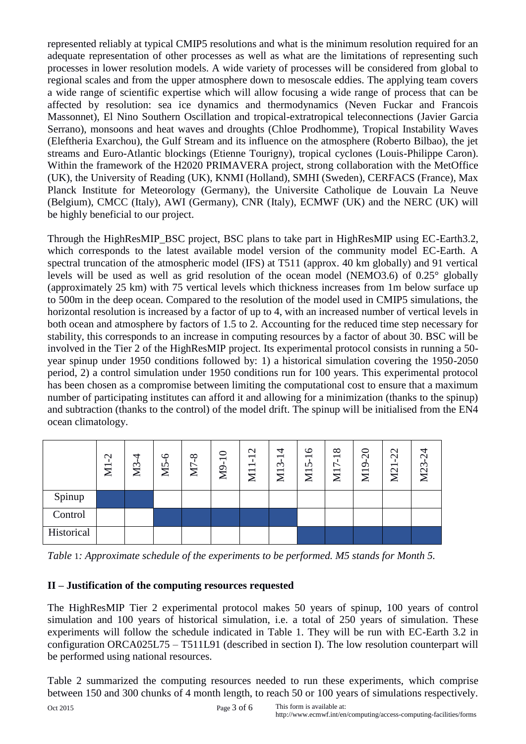represented reliably at typical CMIP5 resolutions and what is the minimum resolution required for an adequate representation of other processes as well as what are the limitations of representing such processes in lower resolution models. A wide variety of processes will be considered from global to regional scales and from the upper atmosphere down to mesoscale eddies. The applying team covers a wide range of scientific expertise which will allow focusing a wide range of process that can be affected by resolution: sea ice dynamics and thermodynamics (Neven Fuckar and Francois Massonnet), El Nino Southern Oscillation and tropical-extratropical teleconnections (Javier Garcia Serrano), monsoons and heat waves and droughts (Chloe Prodhomme), Tropical Instability Waves (Eleftheria Exarchou), the Gulf Stream and its influence on the atmosphere (Roberto Bilbao), the jet streams and Euro-Atlantic blockings (Etienne Tourigny), tropical cyclones (Louis-Philippe Caron). Within the framework of the H2020 PRIMAVERA project, strong collaboration with the MetOffice (UK), the University of Reading (UK), KNMI (Holland), SMHI (Sweden), CERFACS (France), Max Planck Institute for Meteorology (Germany), the Universite Catholique de Louvain La Neuve (Belgium), CMCC (Italy), AWI (Germany), CNR (Italy), ECMWF (UK) and the NERC (UK) will be highly beneficial to our project.

Through the HighResMIP_BSC project, BSC plans to take part in HighResMIP using EC-Earth3.2, which corresponds to the latest available model version of the community model EC-Earth. A spectral truncation of the atmospheric model (IFS) at T511 (approx. 40 km globally) and 91 vertical levels will be used as well as grid resolution of the ocean model (NEMO3.6) of 0.25° globally (approximately 25 km) with 75 vertical levels which thickness increases from 1m below surface up to 500m in the deep ocean. Compared to the resolution of the model used in CMIP5 simulations, the horizontal resolution is increased by a factor of up to 4, with an increased number of vertical levels in both ocean and atmosphere by factors of 1.5 to 2. Accounting for the reduced time step necessary for stability, this corresponds to an increase in computing resources by a factor of about 30. BSC will be involved in the Tier 2 of the HighResMIP project. Its experimental protocol consists in running a 50-year spinup under 1950 conditions followed by: 1) a historical simulation covering the 1950-2050 period, 2) a control simulation under 1950 conditions run for 100 years. This experimental protocol has been chosen as a compromise between limiting the computational cost to ensure that a maximum number of participating institutes can afford it and allowing for a minimization (thanks to the spinup) and subtraction (thanks to the control) of the model drift. The spinup will be initialised from the EN4 ocean climatology.

| | M1-2 | M3-4 | M5-6 | M7-8 | M9-10 | M11-12 | M13-14 | M15-16 | M17-18 | M19-20 | M21-22 | M23-24 |
|---|---|---|---|---|---|---|---|---|---|---|---|---|
| Spinup | ■ | ■ | | | | | | | | | | |
| Control | | | ■ | ■ | ■ | ■ | ■ | | | | | |
| Historical | | | | | | | | ■ | ■ | ■ | ■ | ■ |

*Table 1: Approximate schedule of the experiments to be performed. M5 stands for Month 5.*

## II – Justification of the computing resources requested

The HighResMIP Tier 2 experimental protocol makes 50 years of spinup, 100 years of control simulation and 100 years of historical simulation, i.e. a total of 250 years of simulation. These experiments will follow the schedule indicated in Table 1. They will be run with EC-Earth 3.2 in configuration ORCA025L75 – T511L91 (described in section I). The low resolution counterpart will be performed using national resources.

Table 2 summarized the computing resources needed to run these experiments, which comprise between 150 and 300 chunks of 4 month length, to reach 50 or 100 years of simulations respectively.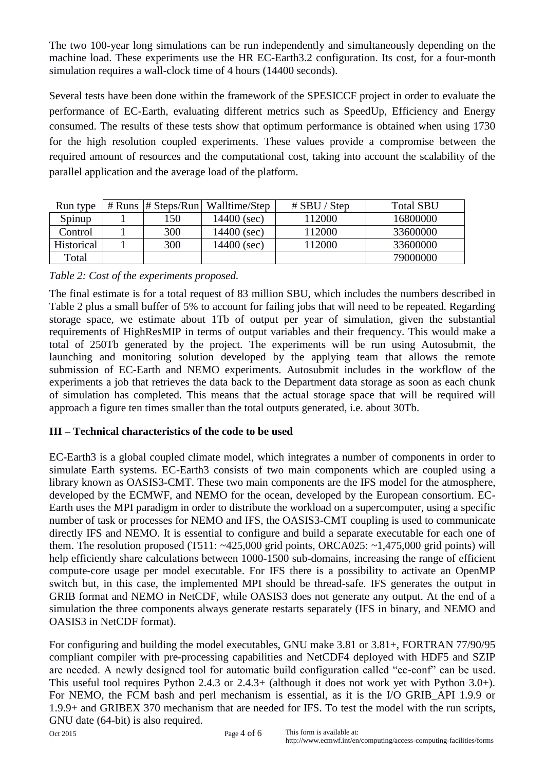The two 100-year long simulations can be run independently and simultaneously depending on the machine load. These experiments use the HR EC-Earth3.2 configuration. Its cost, for a four-month simulation requires a wall-clock time of 4 hours (14400 seconds).

Several tests have been done within the framework of the SPESICCF project in order to evaluate the performance of EC-Earth, evaluating different metrics such as SpeedUp, Efficiency and Energy consumed. The results of these tests show that optimum performance is obtained when using 1730 for the high resolution coupled experiments. These values provide a compromise between the required amount of resources and the computational cost, taking into account the scalability of the parallel application and the average load of the platform.

| Run type | # Runs | # Steps/Run | Walltime/Step | # SBU / Step | Total SBU |
|---|---|---|---|---|---|
| Spinup | 1 | 150 | 14400 (sec) | 112000 | 16800000 |
| Control | 1 | 300 | 14400 (sec) | 112000 | 33600000 |
| Historical | 1 | 300 | 14400 (sec) | 112000 | 33600000 |
| Total | | | | | 79000000 |

*Table 2: Cost of the experiments proposed.*

The final estimate is for a total request of 83 million SBU, which includes the numbers described in Table 2 plus a small buffer of 5% to account for failing jobs that will need to be repeated. Regarding storage space, we estimate about 1Tb of output per year of simulation, given the substantial requirements of HighResMIP in terms of output variables and their frequency. This would make a total of 250Tb generated by the project. The experiments will be run using Autosubmit, the launching and monitoring solution developed by the applying team that allows the remote submission of EC-Earth and NEMO experiments. Autosubmit includes in the workflow of the experiments a job that retrieves the data back to the Department data storage as soon as each chunk of simulation has completed. This means that the actual storage space that will be required will approach a figure ten times smaller than the total outputs generated, i.e. about 30Tb.

## III – Technical characteristics of the code to be used

EC-Earth3 is a global coupled climate model, which integrates a number of components in order to simulate Earth systems. EC-Earth3 consists of two main components which are coupled using a library known as OASIS3-CMT. These two main components are the IFS model for the atmosphere, developed by the ECMWF, and NEMO for the ocean, developed by the European consortium. EC-Earth uses the MPI paradigm in order to distribute the workload on a supercomputer, using a specific number of task or processes for NEMO and IFS, the OASIS3-CMT coupling is used to communicate directly IFS and NEMO. It is essential to configure and build a separate executable for each one of them. The resolution proposed (T511: ~425,000 grid points, ORCA025: ~1,475,000 grid points) will help efficiently share calculations between 1000-1500 sub-domains, increasing the range of efficient compute-core usage per model executable. For IFS there is a possibility to activate an OpenMP switch but, in this case, the implemented MPI should be thread-safe. IFS generates the output in GRIB format and NEMO in NetCDF, while OASIS3 does not generate any output. At the end of a simulation the three components always generate restarts separately (IFS in binary, and NEMO and OASIS3 in NetCDF format).

For configuring and building the model executables, GNU make 3.81 or 3.81+, FORTRAN 77/90/95 compliant compiler with pre-processing capabilities and NetCDF4 deployed with HDF5 and SZIP are needed. A newly designed tool for automatic build configuration called "ec-conf" can be used. This useful tool requires Python 2.4.3 or 2.4.3+ (although it does not work yet with Python 3.0+). For NEMO, the FCM bash and perl mechanism is essential, as it is the I/O GRIB_API 1.9.9 or 1.9.9+ and GRIBEX 370 mechanism that are needed for IFS. To test the model with the run scripts, GNU date (64-bit) is also required.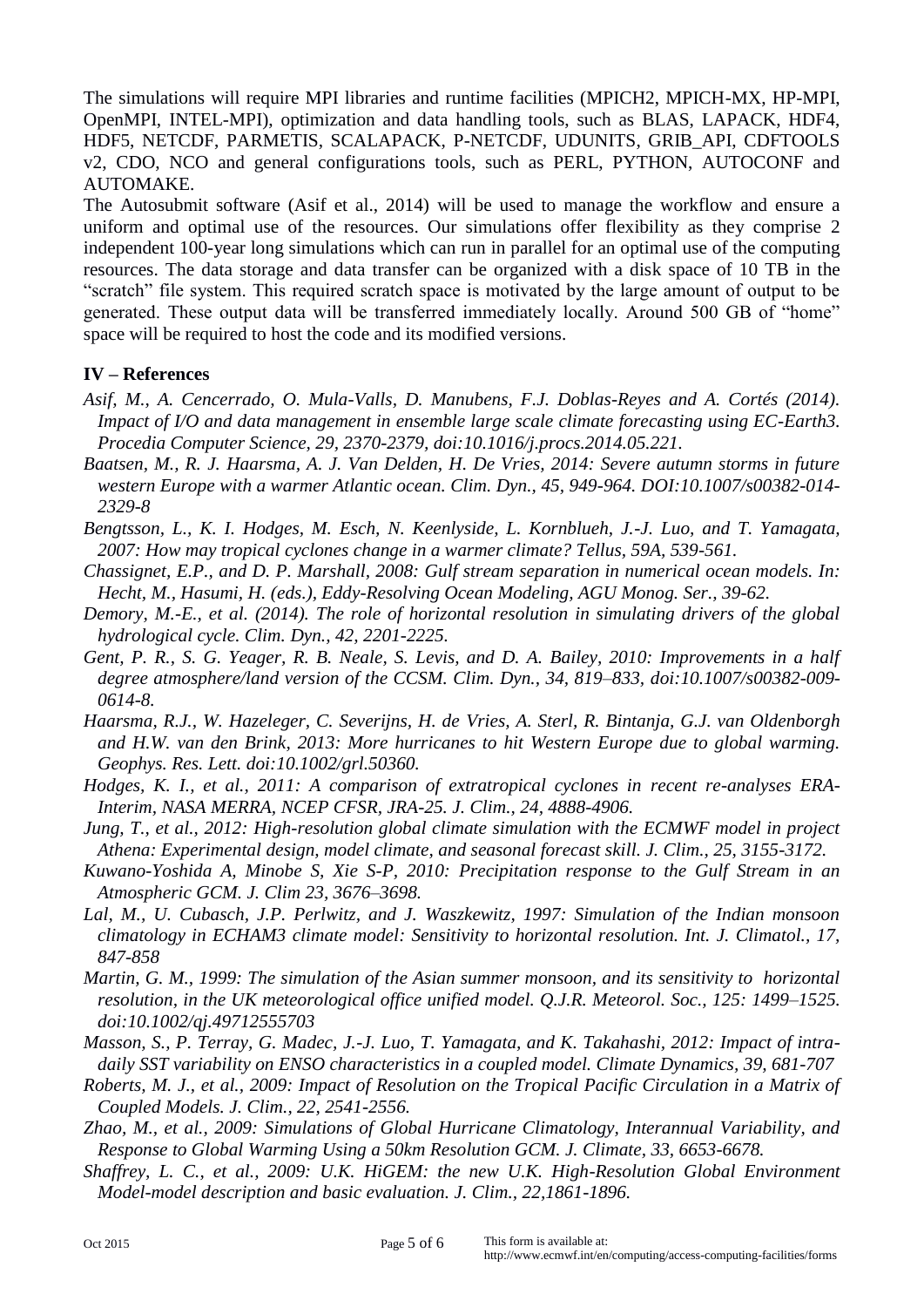The simulations will require MPI libraries and runtime facilities (MPICH2, MPICH-MX, HP-MPI, OpenMPI, INTEL-MPI), optimization and data handling tools, such as BLAS, LAPACK, HDF4, HDF5, NETCDF, PARMETIS, SCALAPACK, P-NETCDF, UDUNITS, GRIB_API, CDFTOOLS v2, CDO, NCO and general configurations tools, such as PERL, PYTHON, AUTOCONF and AUTOMAKE.

The Autosubmit software (Asif et al., 2014) will be used to manage the workflow and ensure a uniform and optimal use of the resources. Our simulations offer flexibility as they comprise 2 independent 100-year long simulations which can run in parallel for an optimal use of the computing resources. The data storage and data transfer can be organized with a disk space of 10 TB in the "scratch" file system. This required scratch space is motivated by the large amount of output to be generated. These output data will be transferred immediately locally. Around 500 GB of "home" space will be required to host the code and its modified versions.

## IV – References

*Asif, M., A. Cencerrado, O. Mula-Valls, D. Manubens, F.J. Doblas-Reyes and A. Cortés (2014). Impact of I/O and data management in ensemble large scale climate forecasting using EC-Earth3. Procedia Computer Science, 29, 2370-2379, doi:10.1016/j.procs.2014.05.221.*

*Baatsen, M., R. J. Haarsma, A. J. Van Delden, H. De Vries, 2014: Severe autumn storms in future western Europe with a warmer Atlantic ocean. Clim. Dyn., 45, 949-964. DOI:10.1007/s00382-014-2329-8*

*Bengtsson, L., K. I. Hodges, M. Esch, N. Keenlyside, L. Kornblueh, J.-J. Luo, and T. Yamagata, 2007: How may tropical cyclones change in a warmer climate? Tellus, 59A, 539-561.*

*Chassignet, E.P., and D. P. Marshall, 2008: Gulf stream separation in numerical ocean models. In: Hecht, M., Hasumi, H. (eds.), Eddy-Resolving Ocean Modeling, AGU Monog. Ser., 39-62.*

*Demory, M.-E., et al. (2014). The role of horizontal resolution in simulating drivers of the global hydrological cycle. Clim. Dyn., 42, 2201-2225.*

*Gent, P. R., S. G. Yeager, R. B. Neale, S. Levis, and D. A. Bailey, 2010: Improvements in a half degree atmosphere/land version of the CCSM. Clim. Dyn., 34, 819–833, doi:10.1007/s00382-009-0614-8.*

*Haarsma, R.J., W. Hazeleger, C. Severijns, H. de Vries, A. Sterl, R. Bintanja, G.J. van Oldenborgh and H.W. van den Brink, 2013: More hurricanes to hit Western Europe due to global warming. Geophys. Res. Lett. doi:10.1002/grl.50360.*

*Hodges, K. I., et al., 2011: A comparison of extratropical cyclones in recent re-analyses ERA-Interim, NASA MERRA, NCEP CFSR, JRA-25. J. Clim., 24, 4888-4906.*

*Jung, T., et al., 2012: High-resolution global climate simulation with the ECMWF model in project Athena: Experimental design, model climate, and seasonal forecast skill. J. Clim., 25, 3155-3172.*

*Kuwano-Yoshida A, Minobe S, Xie S-P, 2010: Precipitation response to the Gulf Stream in an Atmospheric GCM. J. Clim 23, 3676–3698.*

*Lal, M., U. Cubasch, J.P. Perlwitz, and J. Waszkewitz, 1997: Simulation of the Indian monsoon climatology in ECHAM3 climate model: Sensitivity to horizontal resolution. Int. J. Climatol., 17, 847-858*

*Martin, G. M., 1999: The simulation of the Asian summer monsoon, and its sensitivity to horizontal resolution, in the UK meteorological office unified model. Q.J.R. Meteorol. Soc., 125: 1499–1525. doi:10.1002/qj.49712555703*

*Masson, S., P. Terray, G. Madec, J.-J. Luo, T. Yamagata, and K. Takahashi, 2012: Impact of intra-daily SST variability on ENSO characteristics in a coupled model. Climate Dynamics, 39, 681-707*

*Roberts, M. J., et al., 2009: Impact of Resolution on the Tropical Pacific Circulation in a Matrix of Coupled Models. J. Clim., 22, 2541-2556.*

*Zhao, M., et al., 2009: Simulations of Global Hurricane Climatology, Interannual Variability, and Response to Global Warming Using a 50km Resolution GCM. J. Climate, 33, 6653-6678.*

*Shaffrey, L. C., et al., 2009: U.K. HiGEM: the new U.K. High-Resolution Global Environment Model-model description and basic evaluation. J. Clim., 22,1861-1896.*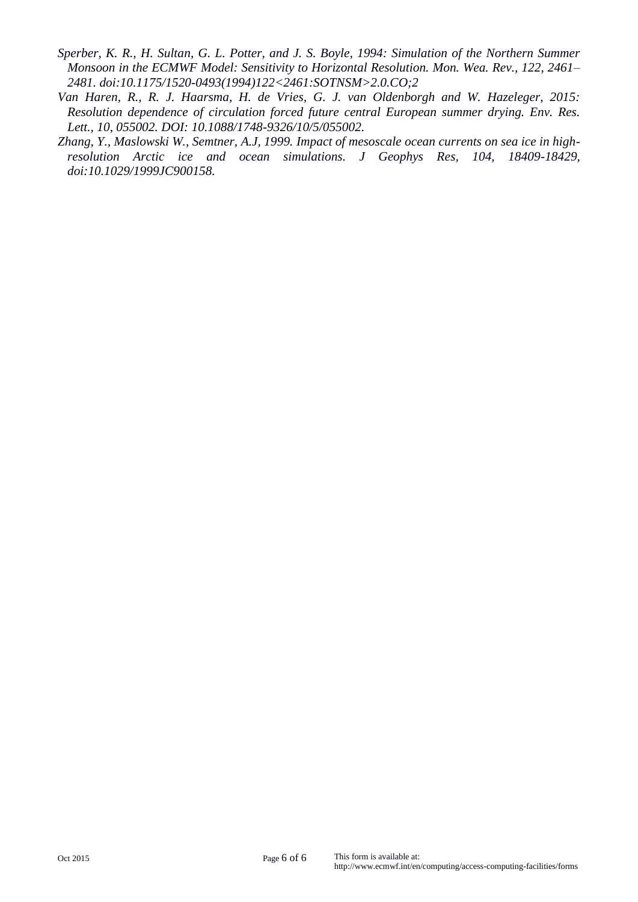*Sperber, K. R., H. Sultan, G. L. Potter, and J. S. Boyle, 1994: Simulation of the Northern Summer Monsoon in the ECMWF Model: Sensitivity to Horizontal Resolution. Mon. Wea. Rev., 122, 2461–2481. doi:10.1175/1520-0493(1994)122<2461:SOTNSM>2.0.CO;2*

*Van Haren, R., R. J. Haarsma, H. de Vries, G. J. van Oldenborgh and W. Hazeleger, 2015: Resolution dependence of circulation forced future central European summer drying. Env. Res. Lett., 10, 055002. DOI: 10.1088/1748-9326/10/5/055002.*

*Zhang, Y., Maslowski W., Semtner, A.J, 1999. Impact of mesoscale ocean currents on sea ice in high-resolution Arctic ice and ocean simulations. J Geophys Res, 104, 18409-18429, doi:10.1029/1999JC900158.*